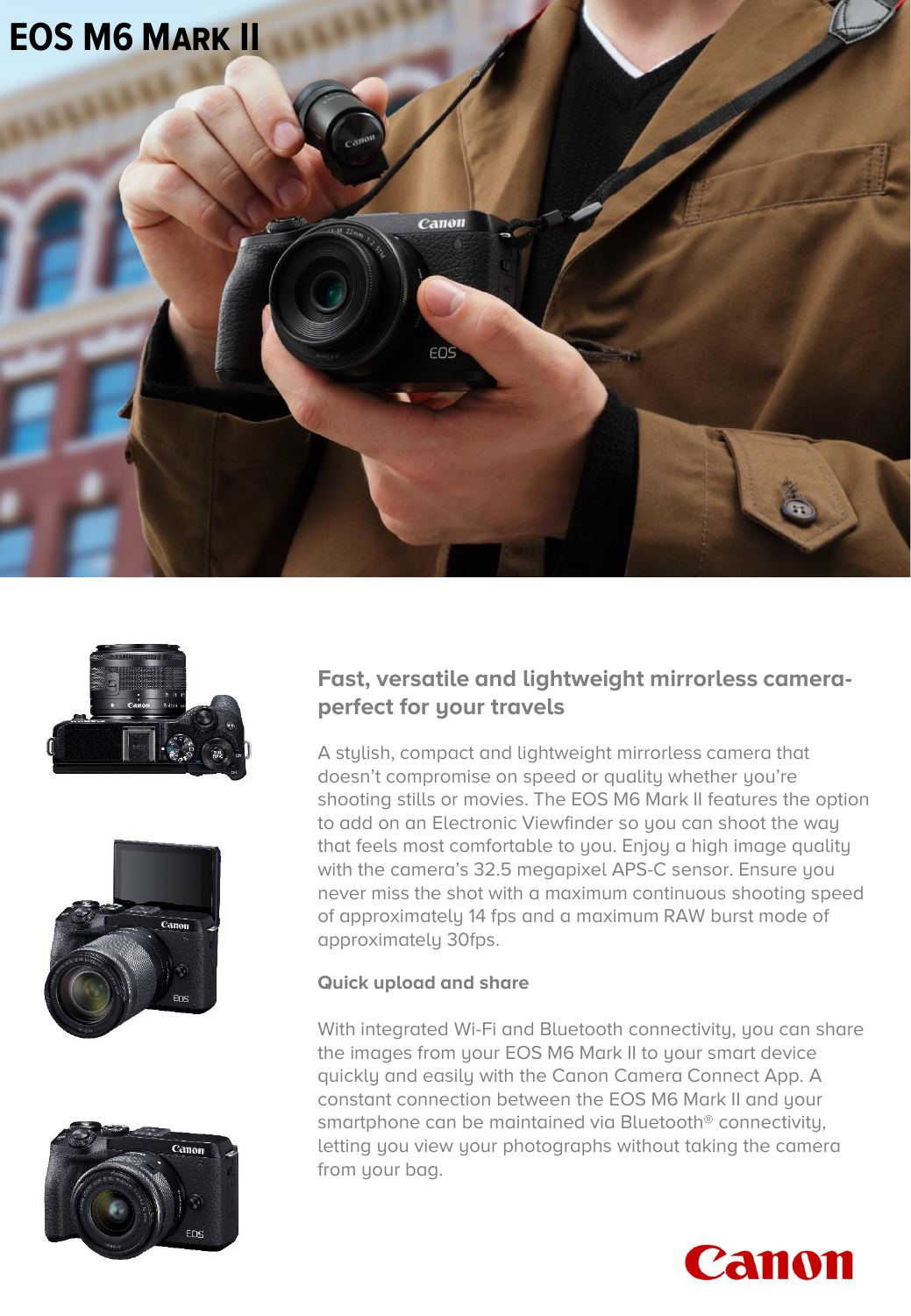# EOS M6 Mark II

## Fast, versatile and lightweight mirrorless camera-perfect for your travels

A stylish, compact and lightweight mirrorless camera that doesn't compromise on speed or quality whether you're shooting stills or movies. The EOS M6 Mark II features the option to add on an Electronic Viewfinder so you can shoot the way that feels most comfortable to you. Enjoy a high image quality with the camera's 32.5 megapixel APS-C sensor. Ensure you never miss the shot with a maximum continuous shooting speed of approximately 14 fps and a maximum RAW burst mode of approximately 30fps.

### Quick upload and share

With integrated Wi-Fi and Bluetooth connectivity, you can share the images from your EOS M6 Mark II to your smart device quickly and easily with the Canon Camera Connect App. A constant connection between the EOS M6 Mark II and your smartphone can be maintained via Bluetooth® connectivity, letting you view your photographs without taking the camera from your bag.

Canon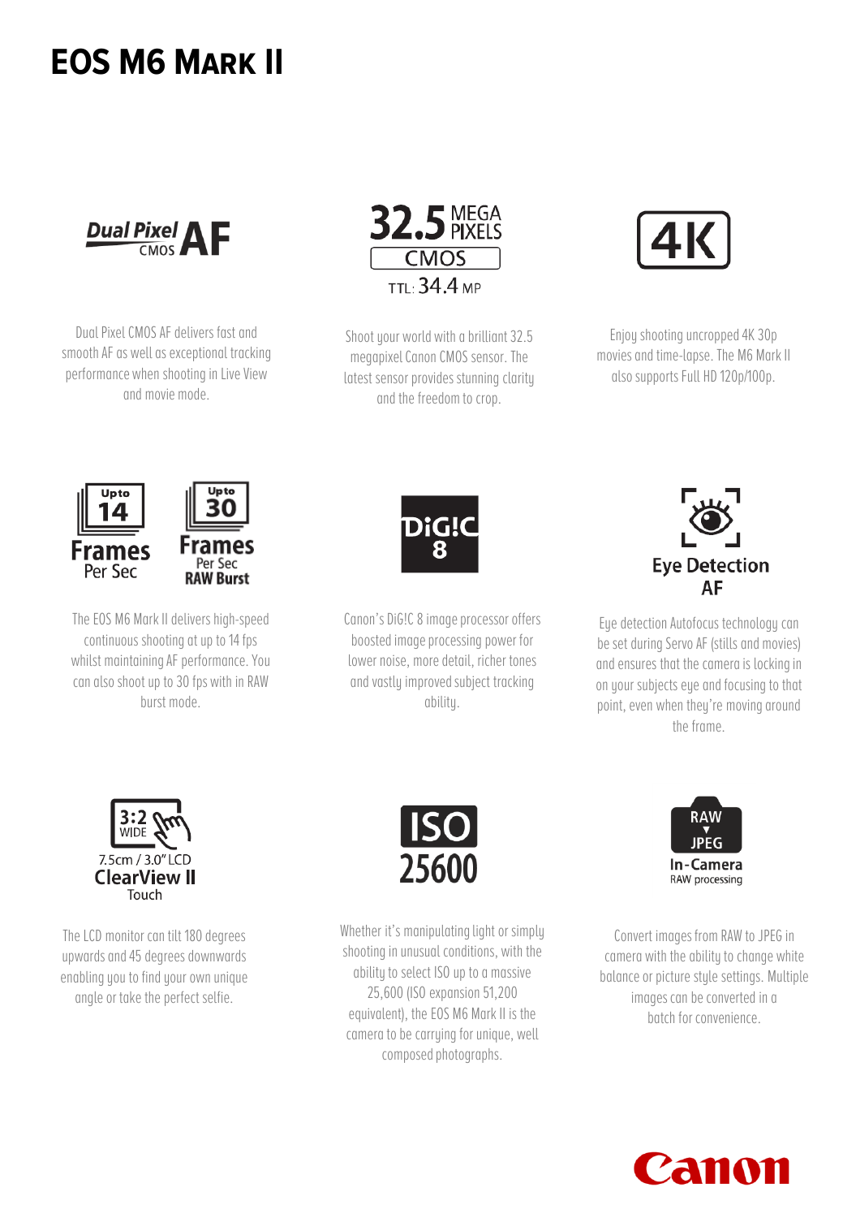# EOS M6 Mark II

**Dual Pixel CMOS AF**

Dual Pixel CMOS AF delivers fast and smooth AF as well as exceptional tracking performance when shooting in Live View and movie mode.

**32.5 MEGA PIXELS CMOS**
TTL: 34.4 MP

Shoot your world with a brilliant 32.5 megapixel Canon CMOS sensor. The latest sensor provides stunning clarity and the freedom to crop.

**4K**

Enjoy shooting uncropped 4K 30p movies and time-lapse. The M6 Mark II also supports Full HD 120p/100p.

**Upto 14 Frames Per Sec**
**Upto 30 Frames Per Sec RAW Burst**

The EOS M6 Mark II delivers high-speed continuous shooting at up to 14 fps whilst maintaining AF performance. You can also shoot up to 30 fps with in RAW burst mode.

**DiG!C 8**

Canon's DiG!C 8 image processor offers boosted image processing power for lower noise, more detail, richer tones and vastly improved subject tracking ability.

**Eye Detection AF**

Eye detection Autofocus technology can be set during Servo AF (stills and movies) and ensures that the camera is locking in on your subjects eye and focusing to that point, even when they're moving around the frame.

**3:2 WIDE 7.5cm / 3.0" LCD ClearView II Touch**

The LCD monitor can tilt 180 degrees upwards and 45 degrees downwards enabling you to find your own unique angle or take the perfect selfie.

**ISO 25600**

Whether it's manipulating light or simply shooting in unusual conditions, with the ability to select ISO up to a massive 25,600 (ISO expansion 51,200 equivalent), the EOS M6 Mark II is the camera to be carrying for unique, well composed photographs.

**RAW ▼ JPEG In-Camera RAW processing**

Convert images from RAW to JPEG in camera with the ability to change white balance or picture style settings. Multiple images can be converted in a batch for convenience.

Canon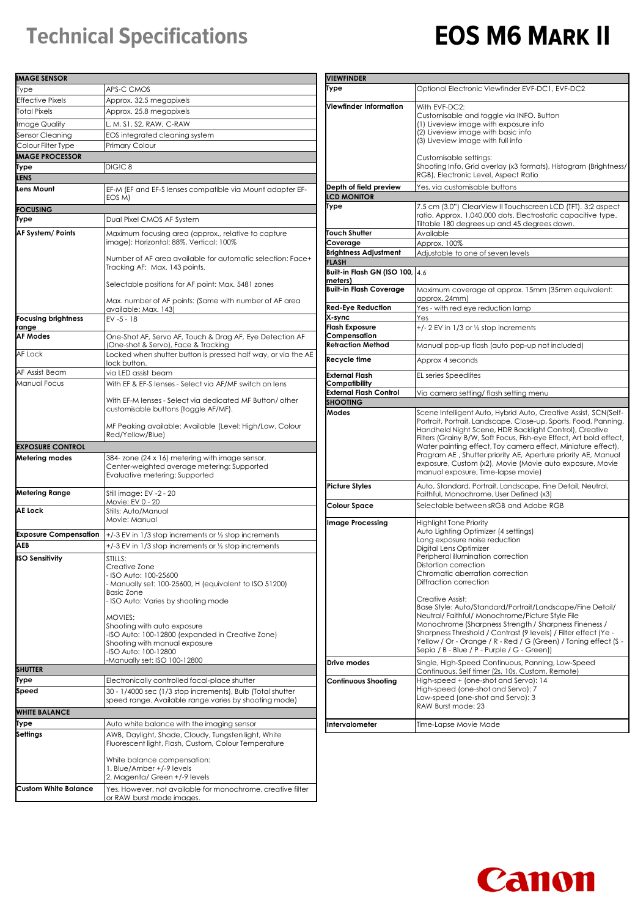# Technical Specifications

# EOS M6 Mark II

| IMAGE SENSOR | |
|---|---|
| Type | APS-C CMOS |
| Effective Pixels | Approx. 32.5 megapixels |
| Total Pixels | Approx. 25.8 megapixels |
| Image Quality | L, M, S1, S2, RAW, C-RAW |
| Sensor Cleaning | EOS integrated cleaning system |
| Colour Filter Type | Primary Colour |
| **IMAGE PROCESSOR** | |
| Type | DIGIC 8 |
| **LENS** | |
| Lens Mount | EF-M (EF and EF-S lenses compatible via Mount adapter EF-EOS M) |
| **FOCUSING** | |
| Type | Dual Pixel CMOS AF System |
| AF System/ Points | Maximum focusing area (approx., relative to capture image): Horizontal: 88%, Vertical: 100%<br><br>Number of AF area available for automatic selection: Face+ Tracking AF: Max. 143 points.<br><br>Selectable positions for AF point: Max. 5481 zones<br><br>Max. number of AF points: (Same with number of AF area available: Max. 143) |
| Focusing brightness range | EV -5 - 18 |
| AF Modes | One-Shot AF, Servo AF, Touch & Drag AF, Eye Detection AF (One-shot & Servo), Face & Tracking |
| AF Lock | Locked when shutter button is pressed half way, or via the AE lock button. |
| AF Assist Beam | via LED assist beam |
| Manual Focus | With EF & EF-S lenses - Select via AF/MF switch on lens<br><br>With EF-M lenses - Select via dedicated MF Button/ other customisable buttons (toggle AF/MF).<br><br>MF Peaking available: Available (Level: High/Low, Colour Red/Yellow/Blue) |
| **EXPOSURE CONTROL** | |
| Metering modes | 384- zone (24 x 16) metering with image sensor.<br>Center-weighted average metering: Supported<br>Evaluative metering: Supported |
| Metering Range | Still image: EV -2 - 20<br>Movie: EV 0 - 20 |
| AE Lock | Stills: Auto/Manual<br>Movie: Manual |
| Exposure Compensation | +/-3 EV in 1/3 stop increments or ½ stop increments |
| AEB | +/-3 EV in 1/3 stop increments or ½ stop increments |
| ISO Sensitivity | STILLS:<br>Creative Zone<br>- ISO Auto: 100-25600<br>- Manually set: 100-25600, H (equivalent to ISO 51200)<br>Basic Zone<br>- ISO Auto: Varies by shooting mode<br><br>MOVIES:<br>Shooting with auto exposure<br>-ISO Auto: 100-12800 (expanded in Creative Zone)<br>Shooting with manual exposure<br>-ISO Auto: 100-12800<br>-Manually set: ISO 100-12800 |
| **SHUTTER** | |
| Type | Electronically controlled focal-place shutter |
| Speed | 30 - 1/4000 sec (1/3 stop increments), Bulb (Total shutter speed range. Available range varies by shooting mode) |
| **WHITE BALANCE** | |
| Type | Auto white balance with the imaging sensor |
| Settings | AWB, Daylight, Shade, Cloudy, Tungsten light, White Fluorescent light, Flash, Custom, Colour Temperature<br><br>White balance compensation:<br>1. Blue/Amber +/-9 levels<br>2. Magenta/ Green +/-9 levels |
| Custom White Balance | Yes. However, not available for monochrome, creative filter or RAW burst mode images. |

| VIEWFINDER | |
|---|---|
| Type | Optional Electronic Viewfinder EVF-DC1, EVF-DC2 |
| Viewfinder Information | With EVF-DC2:<br>Customisable and toggle via INFO. Button<br>(1) Liveview image with exposure info<br>(2) Liveview image with basic info<br>(3) Liveview image with full info<br><br>Customisable settings:<br>Shooting Info, Grid overlay (x3 formats), Histogram (Brightness/ RGB), Electronic Level, Aspect Ratio |
| Depth of field preview | Yes, via customisable buttons |
| **LCD MONITOR** | |
| Type | 7.5 cm (3.0") ClearView II Touchscreen LCD (TFT). 3:2 aspect ratio. Approx. 1,040,000 dots. Electrostatic capacitive type. Tiltable 180 degrees up and 45 degrees down. |
| Touch Shutter | Available |
| Coverage | Approx. 100% |
| Brightness Adjustment | Adjustable to one of seven levels |
| **FLASH** | |
| Built-in Flash GN (ISO 100, meters) | 4.6 |
| Built-in Flash Coverage | Maximum coverage at approx. 15mm (35mm equivalent: approx. 24mm) |
| Red-Eye Reduction | Yes - with red eye reduction lamp |
| X-sync | Yes |
| Flash Exposure Compensation | +/- 2 EV in 1/3 or ½ stop increments |
| Retraction Method | Manual pop-up flash (auto pop-up not included) |
| Recycle time | Approx 4 seconds |
| External Flash Compatibility | EL series Speedlites |
| External Flash Control | Via camera setting/ flash setting menu |
| **SHOOTING** | |
| Modes | Scene Intelligent Auto, Hybrid Auto, Creative Assist, SCN(Self-Portrait, Portrait, Landscape, Close-up, Sports, Food, Panning, Handheld Night Scene, HDR Backlight Control), Creative Filters (Grainy B/W, Soft Focus, Fish-eye Effect, Art bold effect, Water painting effect, Toy camera effect, Miniature effect), Program AE , Shutter priority AE, Aperture priority AE, Manual exposure, Custom (x2), Movie (Movie auto exposure, Movie manual exposure, Time-lapse movie) |
| Picture Styles | Auto, Standard, Portrait, Landscape, Fine Detail, Neutral, Faithful, Monochrome, User Defined (x3) |
| Colour Space | Selectable between sRGB and Adobe RGB |
| Image Processing | Highlight Tone Priority<br>Auto Lighting Optimizer (4 settings)<br>Long exposure noise reduction<br>Digital Lens Optimizer<br>Peripheral illumination correction<br>Distortion correction<br>Chromatic aberration correction<br>Diffraction correction<br><br>Creative Assist:<br>Base Style: Auto/Standard/Portrait/Landscape/Fine Detail/ Neutral/ Faithful/ Monochrome/Picture Style File<br>Monochrome (Sharpness Strength / Sharpness Fineness / Sharpness Threshold / Contrast (9 levels) / Filter effect (Ye - Yellow / Or - Orange / R - Red / G (Green) / Toning effect (S - Sepia / B - Blue / P - Purple / G - Green)) |
| Drive modes | Single, High-Speed Continuous, Panning, Low-Speed Continuous, Self timer (2s, 10s, Custom, Remote) |
| Continuous Shooting | High-speed + (one-shot and Servo): 14<br>High-speed (one-shot and Servo): 7<br>Low-speed (one-shot and Servo): 3<br>RAW Burst mode: 23 |
| Intervalometer | Time-Lapse Movie Mode |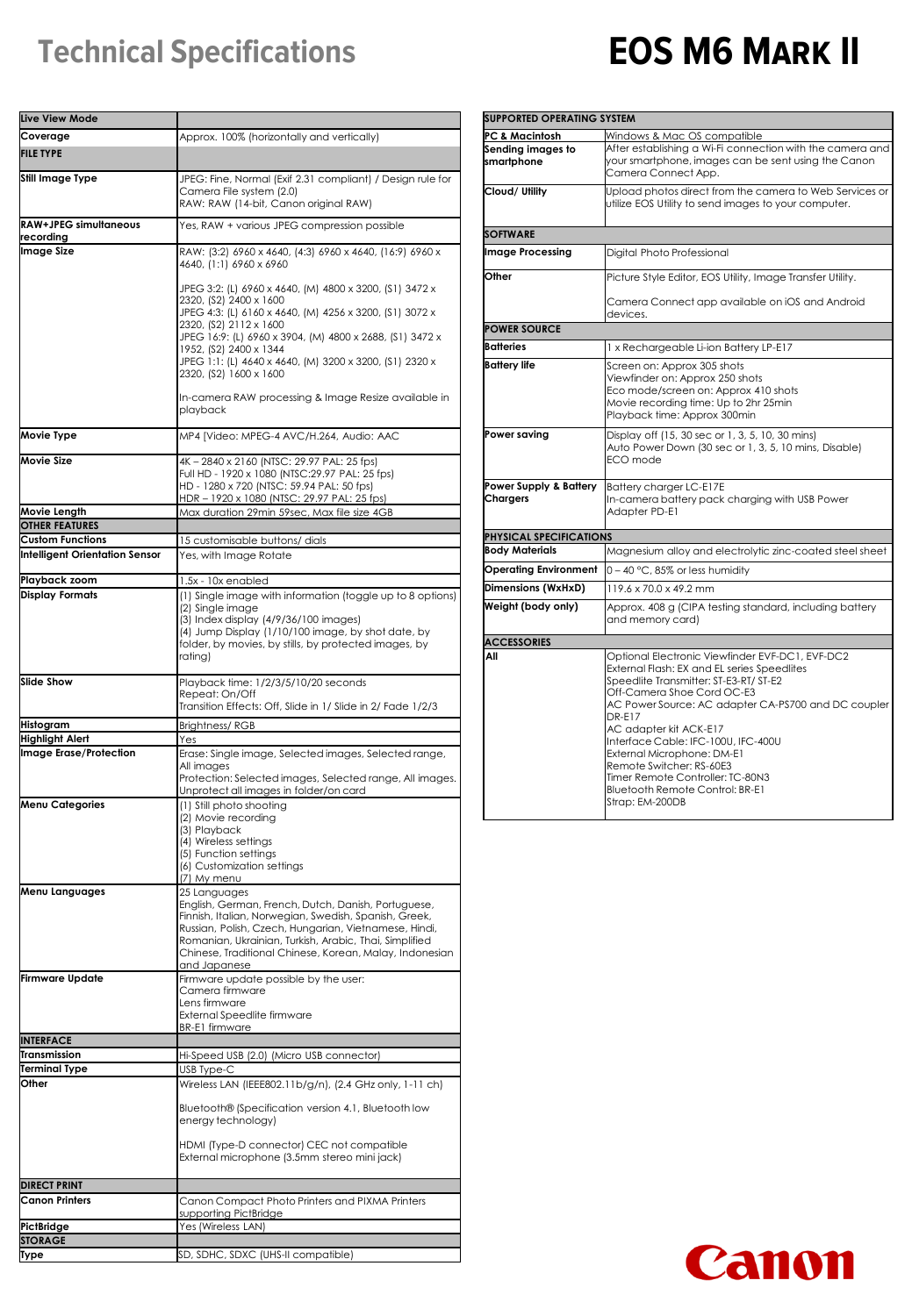# Technical Specifications

# EOS M6 Mark II

| | |
|---|---|
| **Live View Mode** | |
| **Coverage** | Approx. 100% (horizontally and vertically) |
| **FILE TYPE** | |
| **Still Image Type** | JPEG: Fine, Normal (Exif 2.31 compliant) / Design rule for Camera File system (2.0)<br>RAW: RAW (14-bit, Canon original RAW) |
| **RAW+JPEG simultaneous recording** | Yes, RAW + various JPEG compression possible |
| **Image Size** | RAW: (3:2) 6960 x 4640, (4:3) 6960 x 4640, (16:9) 6960 x 4640, (1:1) 6960 x 6960<br><br>JPEG 3:2: (L) 6960 x 4640, (M) 4800 x 3200, (S1) 3472 x 2320, (S2) 2400 x 1600<br>JPEG 4:3: (L) 6160 x 4640, (M) 4256 x 3200, (S1) 3072 x 2320, (S2) 2112 x 1600<br>JPEG 16:9: (L) 6960 x 3904, (M) 4800 x 2688, (S1) 3472 x 1952, (S2) 2400 x 1344<br>JPEG 1:1: (L) 4640 x 4640, (M) 3200 x 3200, (S1) 2320 x 2320, (S2) 1600 x 1600<br><br>In-camera RAW processing & Image Resize available in playback |
| **Movie Type** | MP4 [Video: MPEG-4 AVC/H.264, Audio: AAC |
| **Movie Size** | 4K – 2840 x 2160 (NTSC: 29.97 PAL: 25 fps)<br>Full HD - 1920 x 1080 (NTSC:29.97 PAL: 25 fps)<br>HD - 1280 x 720 (NTSC: 59.94 PAL: 50 fps)<br>HDR – 1920 x 1080 (NTSC: 29.97 PAL: 25 fps) |
| **Movie Length** | Max duration 29min 59sec, Max file size 4GB |
| **OTHER FEATURES** | |
| **Custom Functions** | 15 customisable buttons/ dials |
| **Intelligent Orientation Sensor** | Yes, with Image Rotate |
| **Playback zoom** | 1.5x - 10x enabled |
| **Display Formats** | (1) Single image with information (toggle up to 8 options)<br>(2) Single image<br>(3) Index display (4/9/36/100 images)<br>(4) Jump Display (1/10/100 image, by shot date, by folder, by movies, by stills, by protected images, by rating) |
| **Slide Show** | Playback time: 1/2/3/5/10/20 seconds<br>Repeat: On/Off<br>Transition Effects: Off, Slide in 1/ Slide in 2/ Fade 1/2/3 |
| **Histogram** | Brightness/ RGB |
| **Highlight Alert** | Yes |
| **Image Erase/Protection** | Erase: Single image, Selected images, Selected range, All images<br>Protection: Selected images, Selected range, All images. Unprotect all images in folder/on card |
| **Menu Categories** | (1) Still photo shooting<br>(2) Movie recording<br>(3) Playback<br>(4) Wireless settings<br>(5) Function settings<br>(6) Customization settings<br>(7) My menu |
| **Menu Languages** | 25 Languages<br>English, German, French, Dutch, Danish, Portuguese, Finnish, Italian, Norwegian, Swedish, Spanish, Greek, Russian, Polish, Czech, Hungarian, Vietnamese, Hindi, Romanian, Ukrainian, Turkish, Arabic, Thai, Simplified Chinese, Traditional Chinese, Korean, Malay, Indonesian and Japanese |
| **Firmware Update** | Firmware update possible by the user:<br>Camera firmware<br>Lens firmware<br>External Speedlite firmware<br>BR-E1 firmware |
| **INTERFACE** | |
| **Transmission** | Hi-Speed USB (2.0) (Micro USB connector) |
| **Terminal Type** | USB Type-C |
| **Other** | Wireless LAN (IEEE802.11b/g/n), (2.4 GHz only, 1-11 ch)<br><br>Bluetooth® (Specification version 4.1, Bluetooth low energy technology)<br><br>HDMI (Type-D connector) CEC not compatible<br>External microphone (3.5mm stereo mini jack) |
| **DIRECT PRINT** | |
| **Canon Printers** | Canon Compact Photo Printers and PIXMA Printers supporting PictBridge |
| **PictBridge** | Yes (Wireless LAN) |
| **STORAGE** | |
| **Type** | SD, SDHC, SDXC (UHS-II compatible) |

| | |
|---|---|
| **SUPPORTED OPERATING SYSTEM** | |
| **PC & Macintosh** | Windows & Mac OS compatible |
| **Sending images to smartphone** | After establishing a Wi-Fi connection with the camera and your smartphone, images can be sent using the Canon Camera Connect App. |
| **Cloud/ Utility** | Upload photos direct from the camera to Web Services or utilize EOS Utility to send images to your computer. |
| **SOFTWARE** | |
| **Image Processing** | Digital Photo Professional |
| **Other** | Picture Style Editor, EOS Utility, Image Transfer Utility.<br><br>Camera Connect app available on iOS and Android devices. |
| **POWER SOURCE** | |
| **Batteries** | 1 x Rechargeable Li-ion Battery LP-E17 |
| **Battery life** | Screen on: Approx 305 shots<br>Viewfinder on: Approx 250 shots<br>Eco mode/screen on: Approx 410 shots<br>Movie recording time: Up to 2hr 25min<br>Playback time: Approx 300min |
| **Power saving** | Display off (15, 30 sec or 1, 3, 5, 10, 30 mins)<br>Auto Power Down (30 sec or 1, 3, 5, 10 mins, Disable)<br>ECO mode |
| **Power Supply & Battery Chargers** | Battery charger LC-E17E<br>In-camera battery pack charging with USB Power Adapter PD-E1 |
| **PHYSICAL SPECIFICATIONS** | |
| **Body Materials** | Magnesium alloy and electrolytic zinc-coated steel sheet |
| **Operating Environment** | 0 – 40 °C, 85% or less humidity |
| **Dimensions (WxHxD)** | 119.6 x 70.0 x 49.2 mm |
| **Weight (body only)** | Approx. 408 g (CIPA testing standard, including battery and memory card) |
| **ACCESSORIES** | |
| **All** | Optional Electronic Viewfinder EVF-DC1, EVF-DC2<br>External Flash: EX and EL series Speedlites<br>Speedlite Transmitter: ST-E3-RT/ ST-E2<br>Off-Camera Shoe Cord OC-E3<br>AC Power Source: AC adapter CA-PS700 and DC coupler DR-E17<br>AC adapter kit ACK-E17<br>Interface Cable: IFC-100U, IFC-400U<br>External Microphone: DM-E1<br>Remote Switcher: RS-60E3<br>Timer Remote Controller: TC-80N3<br>Bluetooth Remote Control: BR-E1<br>Strap: EM-200DB |

Canon